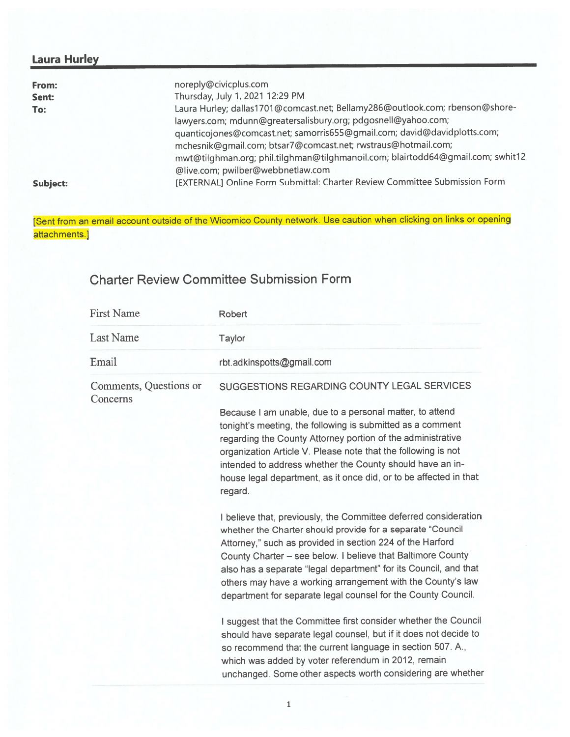## Laura Hurley

**From:** noreply@civicplus.com
**Sent:** Thursday, July 1, 2021 12:29 PM
**To:** Laura Hurley; dallas1701@comcast.net; Bellamy286@outlook.com; rbenson@shore-lawyers.com; mdunn@greatersalisbury.org; pdgosnell@yahoo.com; quanticojones@comcast.net; samorris655@gmail.com; david@davidplotts.com; mchesnik@gmail.com; btsar7@comcast.net; rwstraus@hotmail.com; mwt@tilghman.org; phil.tilghman@tilghmanoil.com; blairtodd64@gmail.com; swhit12@live.com; pwilber@webbnetlaw.com
**Subject:** [EXTERNAL] Online Form Submittal: Charter Review Committee Submission Form

[Sent from an email account outside of the Wicomico County network. Use caution when clicking on links or opening attachments.]

## Charter Review Committee Submission Form

| | |
|---|---|
| First Name | Robert |
| Last Name | Taylor |
| Email | rbt.adkinspotts@gmail.com |
| Comments, Questions or Concerns | SUGGESTIONS REGARDING COUNTY LEGAL SERVICES |

Because I am unable, due to a personal matter, to attend tonight's meeting, the following is submitted as a comment regarding the County Attorney portion of the administrative organization Article V. Please note that the following is not intended to address whether the County should have an in-house legal department, as it once did, or to be affected in that regard.

I believe that, previously, the Committee deferred consideration whether the Charter should provide for a separate "Council Attorney," such as provided in section 224 of the Harford County Charter – see below. I believe that Baltimore County also has a separate "legal department" for its Council, and that others may have a working arrangement with the County's law department for separate legal counsel for the County Council.

I suggest that the Committee first consider whether the Council should have separate legal counsel, but if it does not decide to so recommend that the current language in section 507. A., which was added by voter referendum in 2012, remain unchanged. Some other aspects worth considering are whether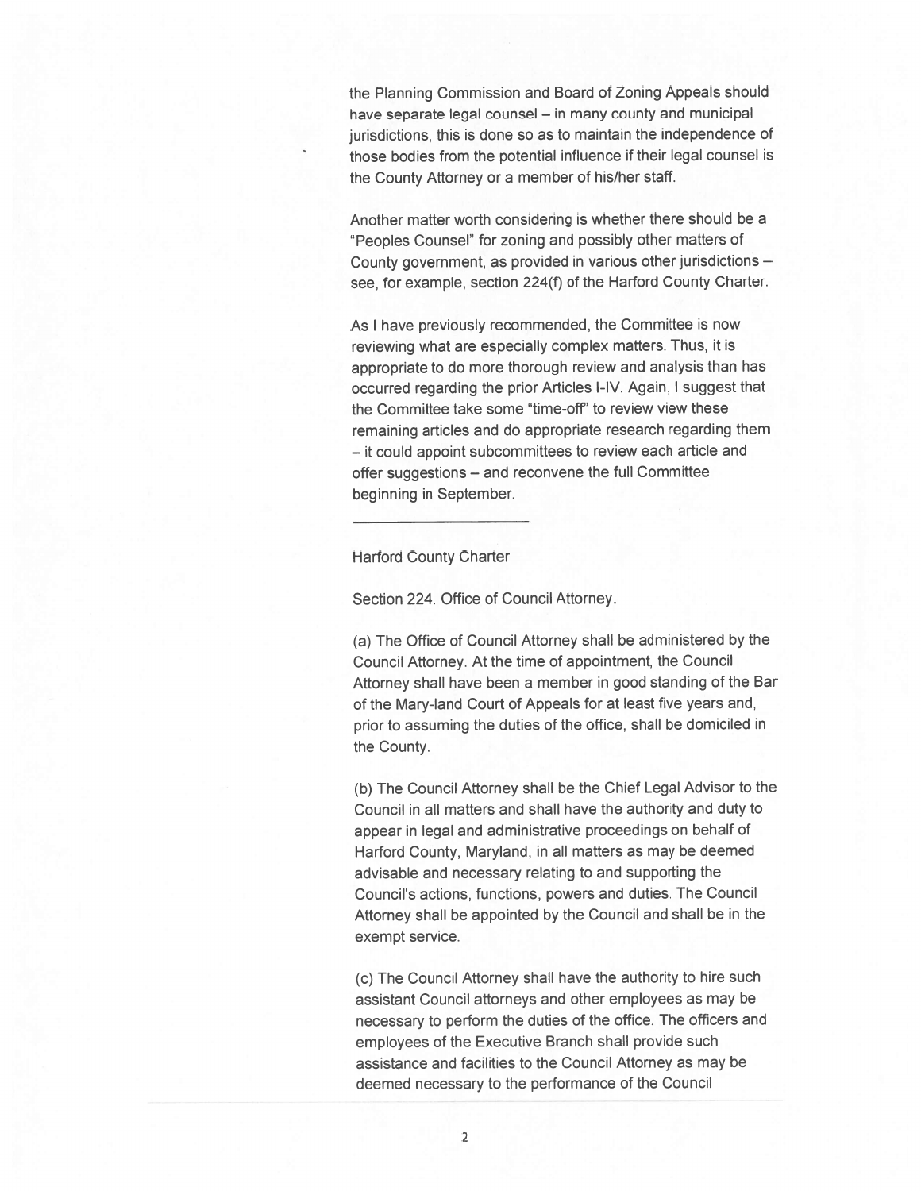the Planning Commission and Board of Zoning Appeals should have separate legal counsel – in many county and municipal jurisdictions, this is done so as to maintain the independence of those bodies from the potential influence if their legal counsel is the County Attorney or a member of his/her staff.

Another matter worth considering is whether there should be a "Peoples Counsel" for zoning and possibly other matters of County government, as provided in various other jurisdictions – see, for example, section 224(f) of the Harford County Charter.

As I have previously recommended, the Committee is now reviewing what are especially complex matters. Thus, it is appropriate to do more thorough review and analysis than has occurred regarding the prior Articles I-IV. Again, I suggest that the Committee take some "time-off" to review view these remaining articles and do appropriate research regarding them – it could appoint subcommittees to review each article and offer suggestions – and reconvene the full Committee beginning in September.

---

Harford County Charter

Section 224. Office of Council Attorney.

(a) The Office of Council Attorney shall be administered by the Council Attorney. At the time of appointment, the Council Attorney shall have been a member in good standing of the Bar of the Mary-land Court of Appeals for at least five years and, prior to assuming the duties of the office, shall be domiciled in the County.

(b) The Council Attorney shall be the Chief Legal Advisor to the Council in all matters and shall have the authority and duty to appear in legal and administrative proceedings on behalf of Harford County, Maryland, in all matters as may be deemed advisable and necessary relating to and supporting the Council's actions, functions, powers and duties. The Council Attorney shall be appointed by the Council and shall be in the exempt service.

(c) The Council Attorney shall have the authority to hire such assistant Council attorneys and other employees as may be necessary to perform the duties of the office. The officers and employees of the Executive Branch shall provide such assistance and facilities to the Council Attorney as may be deemed necessary to the performance of the Council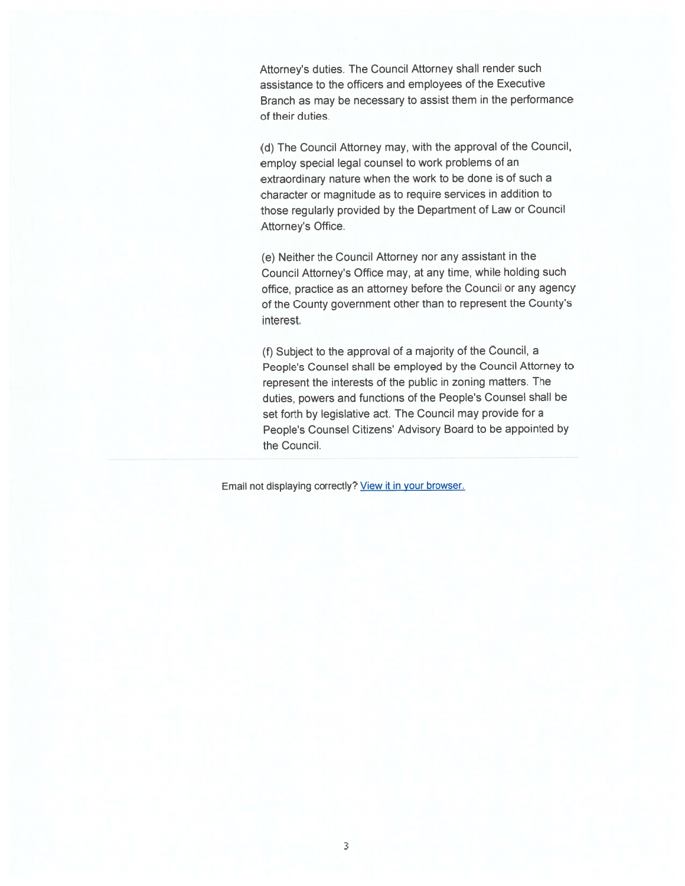Attorney's duties. The Council Attorney shall render such assistance to the officers and employees of the Executive Branch as may be necessary to assist them in the performance of their duties.

(d) The Council Attorney may, with the approval of the Council, employ special legal counsel to work problems of an extraordinary nature when the work to be done is of such a character or magnitude as to require services in addition to those regularly provided by the Department of Law or Council Attorney's Office.

(e) Neither the Council Attorney nor any assistant in the Council Attorney's Office may, at any time, while holding such office, practice as an attorney before the Council or any agency of the County government other than to represent the County's interest.

(f) Subject to the approval of a majority of the Council, a People's Counsel shall be employed by the Council Attorney to represent the interests of the public in zoning matters. The duties, powers and functions of the People's Counsel shall be set forth by legislative act. The Council may provide for a People's Counsel Citizens' Advisory Board to be appointed by the Council.

---

Email not displaying correctly? View it in your browser.